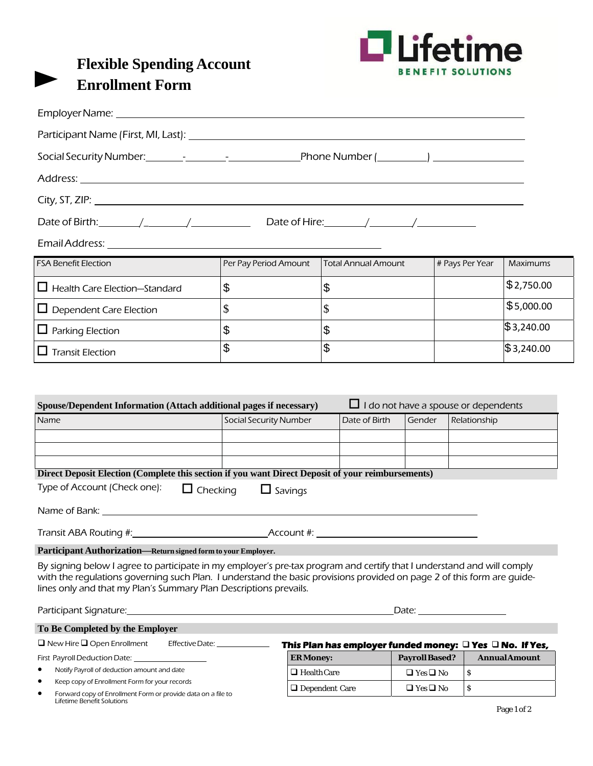# Flexible Spending Account Enrollment Form

Lifetime BENEFIT SOLUTIONS

Employer Name: ______________________________

Participant Name (First, MI, Last): ______________________________

Social Security Number: _______-_______-___________ Phone Number (_________) _______________

Address: ______________________________

City, ST, ZIP: ______________________________

Date of Birth: _______/_______/__________ Date of Hire: _______/_______/__________

Email Address: ______________________________

| FSA Benefit Election | Per Pay Period Amount | Total Annual Amount | # Pays Per Year | Maximums |
|---|---|---|---|---|
| ☐ Health Care Election—Standard | $ | $ | | $2,750.00 |
| ☐ Dependent Care Election | $ | $ | | $5,000.00 |
| ☐ Parking Election | $ | $ | | $3,240.00 |
| ☐ Transit Election | $ | $ | | $3,240.00 |

**Spouse/Dependent Information (Attach additional pages if necessary)** ☐ I do not have a spouse or dependents

| Name | Social Security Number | Date of Birth | Gender | Relationship |
|---|---|---|---|---|
| | | | | |
| | | | | |
| | | | | |

**Direct Deposit Election (Complete this section if you want Direct Deposit of your reimbursements)**

Type of Account (Check one): ☐ Checking ☐ Savings

Name of Bank: ______________________________

Transit ABA Routing #: ____________________ Account #: ____________________

**Participant Authorization—Return signed form to your Employer.**

By signing below I agree to participate in my employer's pre-tax program and certify that I understand and will comply with the regulations governing such Plan. I understand the basic provisions provided on page 2 of this form are guidelines only and that my Plan's Summary Plan Descriptions prevails.

Participant Signature: ______________________________ Date: ____________

**To Be Completed by the Employer**

☐ New Hire ☐ Open Enrollment Effective Date: ____________

First Payroll Deduction Date: ____________

- Notify Payroll of deduction amount and date
- Keep copy of Enrollment Form for your records
- Forward copy of Enrollment Form or provide data on a file to Lifetime Benefit Solutions

**This Plan has employer funded money: ☐ Yes ☐ No. If Yes,**

| ER Money: | Payroll Based? | Annual Amount |
|---|---|---|
| ☐ Health Care | ☐ Yes ☐ No | $ |
| ☐ Dependent Care | ☐ Yes ☐ No | $ |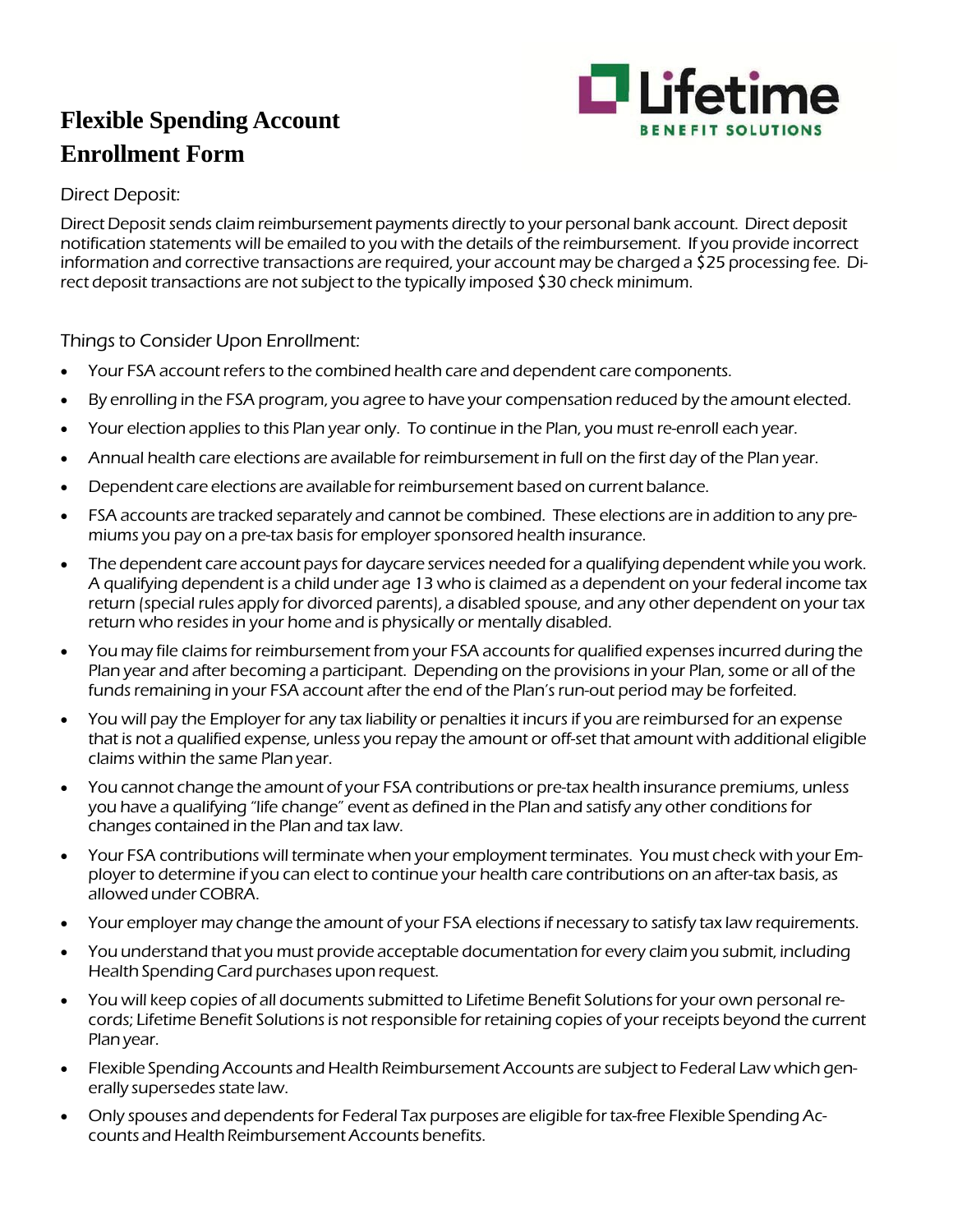# Flexible Spending Account Enrollment Form

Lifetime BENEFIT SOLUTIONS

Direct Deposit:

Direct Deposit sends claim reimbursement payments directly to your personal bank account. Direct deposit notification statements will be emailed to you with the details of the reimbursement. If you provide incorrect information and corrective transactions are required, your account may be charged a $25 processing fee. Direct deposit transactions are not subject to the typically imposed $30 check minimum.

Things to Consider Upon Enrollment:

- Your FSA account refers to the combined health care and dependent care components.
- By enrolling in the FSA program, you agree to have your compensation reduced by the amount elected.
- Your election applies to this Plan year only. To continue in the Plan, you must re-enroll each year.
- Annual health care elections are available for reimbursement in full on the first day of the Plan year.
- Dependent care elections are available for reimbursement based on current balance.
- FSA accounts are tracked separately and cannot be combined. These elections are in addition to any premiums you pay on a pre-tax basis for employer sponsored health insurance.
- The dependent care account pays for daycare services needed for a qualifying dependent while you work. A qualifying dependent is a child under age 13 who is claimed as a dependent on your federal income tax return (special rules apply for divorced parents), a disabled spouse, and any other dependent on your tax return who resides in your home and is physically or mentally disabled.
- You may file claims for reimbursement from your FSA accounts for qualified expenses incurred during the Plan year and after becoming a participant. Depending on the provisions in your Plan, some or all of the funds remaining in your FSA account after the end of the Plan's run-out period may be forfeited.
- You will pay the Employer for any tax liability or penalties it incurs if you are reimbursed for an expense that is not a qualified expense, unless you repay the amount or off-set that amount with additional eligible claims within the same Plan year.
- You cannot change the amount of your FSA contributions or pre-tax health insurance premiums, unless you have a qualifying "life change" event as defined in the Plan and satisfy any other conditions for changes contained in the Plan and tax law.
- Your FSA contributions will terminate when your employment terminates. You must check with your Employer to determine if you can elect to continue your health care contributions on an after-tax basis, as allowed under COBRA.
- Your employer may change the amount of your FSA elections if necessary to satisfy tax law requirements.
- You understand that you must provide acceptable documentation for every claim you submit, including Health Spending Card purchases upon request.
- You will keep copies of all documents submitted to Lifetime Benefit Solutions for your own personal records; Lifetime Benefit Solutions is not responsible for retaining copies of your receipts beyond the current Plan year.
- Flexible Spending Accounts and Health Reimbursement Accounts are subject to Federal Law which generally supersedes state law.
- Only spouses and dependents for Federal Tax purposes are eligible for tax-free Flexible Spending Accounts and Health Reimbursement Accounts benefits.